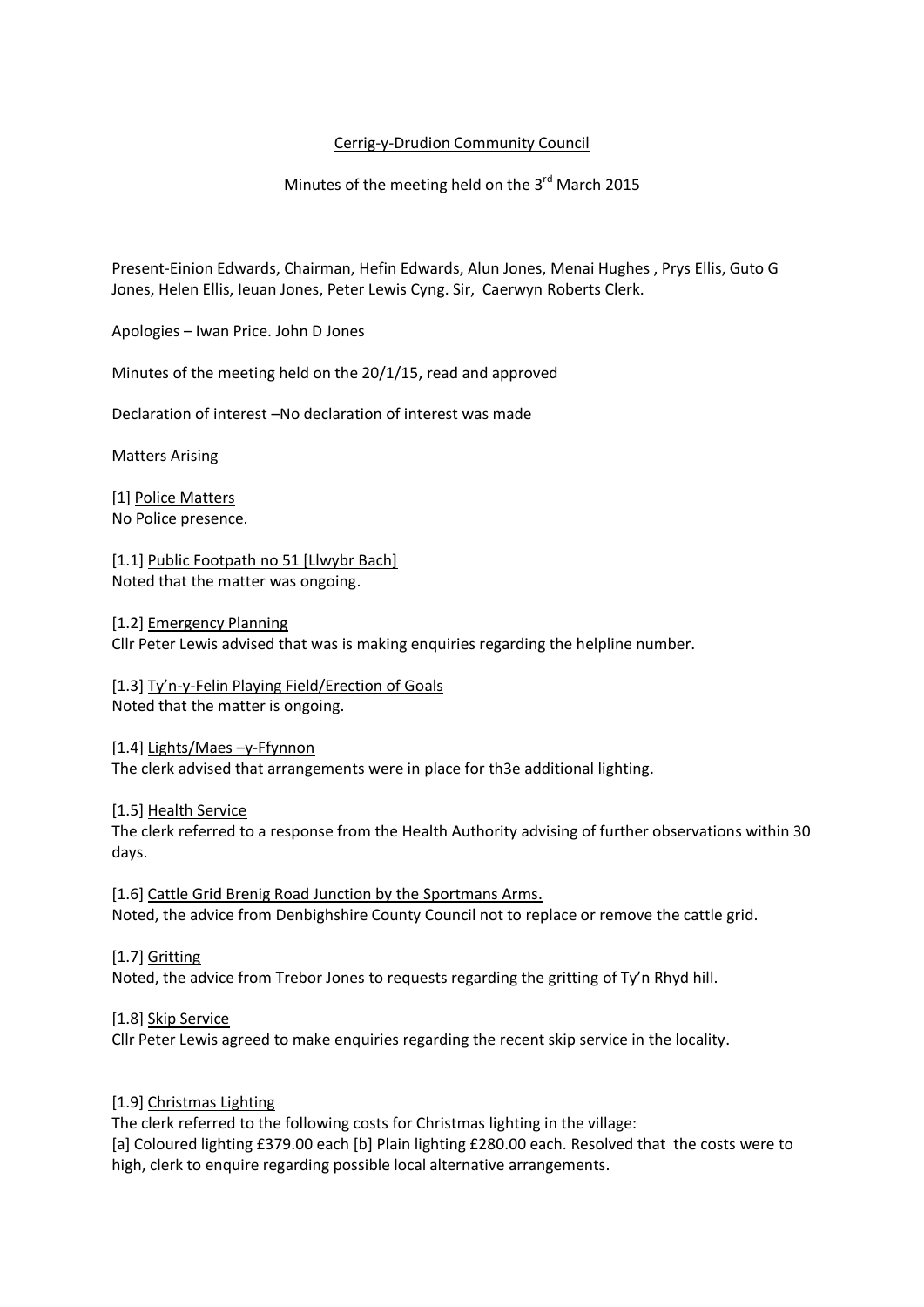Cerrig-y-Drudion Community Council

Minutes of the meeting held on the 3rd March 2015

Present-Einion Edwards, Chairman, Hefin Edwards, Alun Jones, Menai Hughes , Prys Ellis, Guto G Jones, Helen Ellis, Ieuan Jones, Peter Lewis Cyng. Sir, Caerwyn Roberts Clerk.

Apologies – Iwan Price. John D Jones

Minutes of the meeting held on the 20/1/15, read and approved

Declaration of interest –No declaration of interest was made

Matters Arising

[1] Police Matters
No Police presence.

[1.1] Public Footpath no 51 [Llwybr Bach]
Noted that the matter was ongoing.

[1.2] Emergency Planning
Cllr Peter Lewis advised that was is making enquiries regarding the helpline number.

[1.3] Ty'n-y-Felin Playing Field/Erection of Goals
Noted that the matter is ongoing.

[1.4] Lights/Maes –y-Ffynnon
The clerk advised that arrangements were in place for th3e additional lighting.

[1.5] Health Service
The clerk referred to a response from the Health Authority advising of further observations within 30 days.

[1.6] Cattle Grid Brenig Road Junction by the Sportsmans Arms.
Noted, the advice from Denbighshire County Council not to replace or remove the cattle grid.

[1.7] Gritting
Noted, the advice from Trebor Jones to requests regarding the gritting of Ty'n Rhyd hill.

[1.8] Skip Service
Cllr Peter Lewis agreed to make enquiries regarding the recent skip service in the locality.

[1.9] Christmas Lighting
The clerk referred to the following costs for Christmas lighting in the village:
[a] Coloured lighting £379.00 each [b] Plain lighting £280.00 each. Resolved that the costs were to high, clerk to enquire regarding possible local alternative arrangements.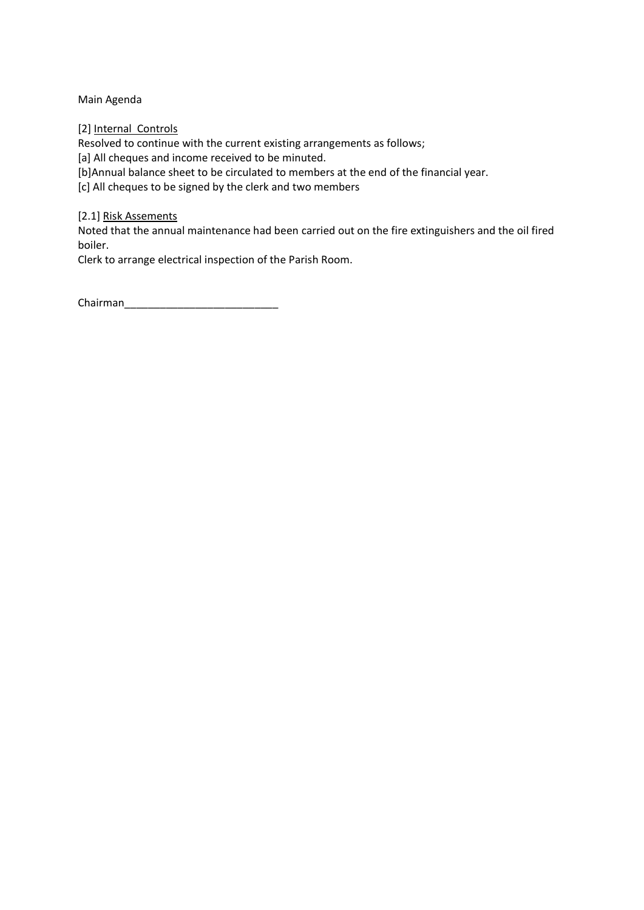Main Agenda

[2] Internal Controls

Resolved to continue with the current existing arrangements as follows;

[a] All cheques and income received to be minuted.

[b]Annual balance sheet to be circulated to members at the end of the financial year.

[c] All cheques to be signed by the clerk and two members

[2.1] Risk Assements

Noted that the annual maintenance had been carried out on the fire extinguishers and the oil fired boiler.

Clerk to arrange electrical inspection of the Parish Room.

Chairman__________________________